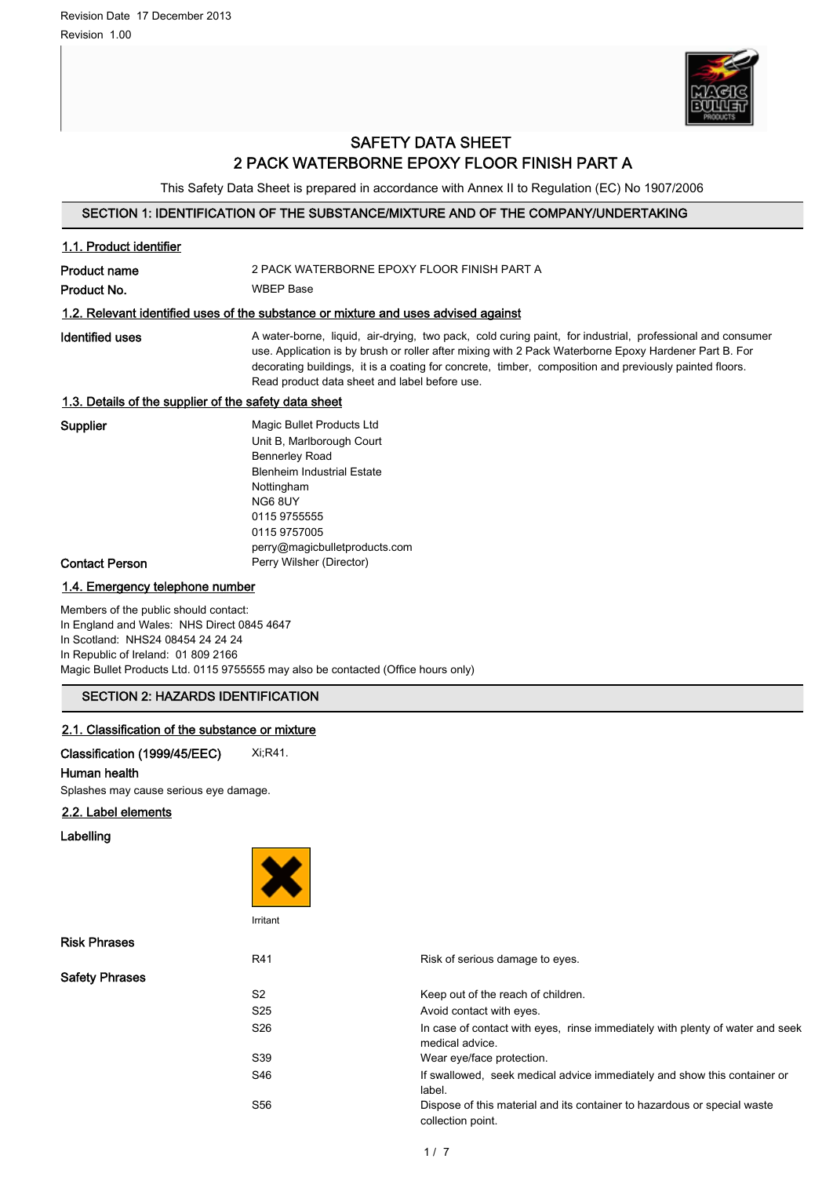Revision Date 17 December 2013

Revision 1.00

# SAFETY DATA SHEET
# 2 PACK WATERBORNE EPOXY FLOOR FINISH PART A

This Safety Data Sheet is prepared in accordance with Annex II to Regulation (EC) No 1907/2006

## SECTION 1: IDENTIFICATION OF THE SUBSTANCE/MIXTURE AND OF THE COMPANY/UNDERTAKING

### 1.1. Product identifier

**Product name** 2 PACK WATERBORNE EPOXY FLOOR FINISH PART A

**Product No.** WBEP Base

### 1.2. Relevant identified uses of the substance or mixture and uses advised against

**Identified uses** A water-borne, liquid, air-drying, two pack, cold curing paint, for industrial, professional and consumer use. Application is by brush or roller after mixing with 2 Pack Waterborne Epoxy Hardener Part B. For decorating buildings, it is a coating for concrete, timber, composition and previously painted floors. Read product data sheet and label before use.

### 1.3. Details of the supplier of the safety data sheet

**Supplier**

Magic Bullet Products Ltd
Unit B, Marlborough Court
Bennerley Road
Blenheim Industrial Estate
Nottingham
NG6 8UY
0115 9755555
0115 9757005
perry@magicbulletproducts.com

**Contact Person** Perry Wilsher (Director)

### 1.4. Emergency telephone number

Members of the public should contact:
In England and Wales: NHS Direct 0845 4647
In Scotland: NHS24 08454 24 24 24
In Republic of Ireland: 01 809 2166
Magic Bullet Products Ltd. 0115 9755555 may also be contacted (Office hours only)

## SECTION 2: HAZARDS IDENTIFICATION

### 2.1. Classification of the substance or mixture

**Classification (1999/45/EEC)** Xi;R41.

**Human health**

Splashes may cause serious eye damage.

### 2.2. Label elements

**Labelling**

Irritant

**Risk Phrases**

| | |
|---|---|
| R41 | Risk of serious damage to eyes. |

**Safety Phrases**

| | |
|---|---|
| S2 | Keep out of the reach of children. |
| S25 | Avoid contact with eyes. |
| S26 | In case of contact with eyes, rinse immediately with plenty of water and seek medical advice. |
| S39 | Wear eye/face protection. |
| S46 | If swallowed, seek medical advice immediately and show this container or label. |
| S56 | Dispose of this material and its container to hazardous or special waste collection point. |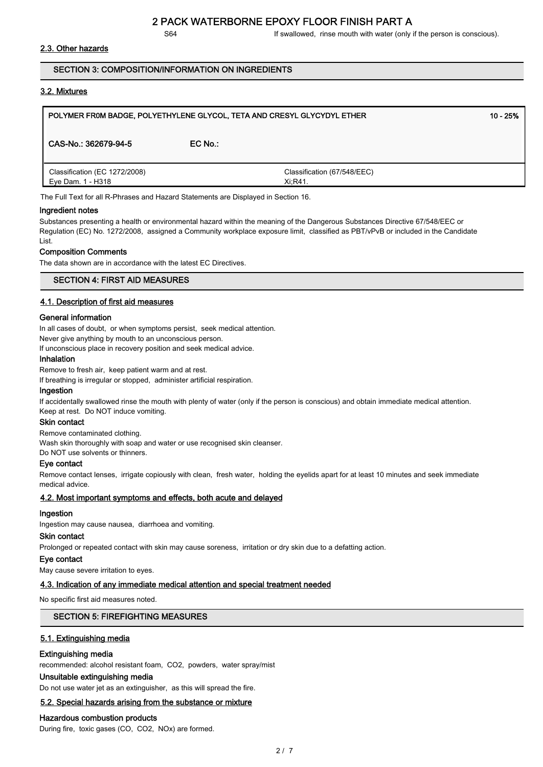S64 If swallowed, rinse mouth with water (only if the person is conscious).

### 2.3. Other hazards

## SECTION 3: COMPOSITION/INFORMATION ON INGREDIENTS

### 3.2. Mixtures

| POLYMER FR0M BADGE, POLYETHYLENE GLYCOL, TETA AND CRESYL GLYCYDYL ETHER | | 10 - 25% |
|---|---|---|
| CAS-No.: 362679-94-5 | EC No.: | |
| Classification (EC 1272/2008)<br>Eye Dam. 1 - H318 | Classification (67/548/EEC)<br>Xi;R41. | |

The Full Text for all R-Phrases and Hazard Statements are Displayed in Section 16.

#### Ingredient notes

Substances presenting a health or environmental hazard within the meaning of the Dangerous Substances Directive 67/548/EEC or Regulation (EC) No. 1272/2008, assigned a Community workplace exposure limit, classified as PBT/vPvB or included in the Candidate List.

#### Composition Comments

The data shown are in accordance with the latest EC Directives.

## SECTION 4: FIRST AID MEASURES

### 4.1. Description of first aid measures

#### General information

In all cases of doubt, or when symptoms persist, seek medical attention.
Never give anything by mouth to an unconscious person.
If unconscious place in recovery position and seek medical advice.

#### Inhalation

Remove to fresh air, keep patient warm and at rest.
If breathing is irregular or stopped, administer artificial respiration.

#### Ingestion

If accidentally swallowed rinse the mouth with plenty of water (only if the person is conscious) and obtain immediate medical attention.
Keep at rest. Do NOT induce vomiting.

#### Skin contact

Remove contaminated clothing.
Wash skin thoroughly with soap and water or use recognised skin cleanser.
Do NOT use solvents or thinners.

#### Eye contact

Remove contact lenses, irrigate copiously with clean, fresh water, holding the eyelids apart for at least 10 minutes and seek immediate medical advice.

### 4.2. Most important symptoms and effects, both acute and delayed

#### Ingestion

Ingestion may cause nausea, diarrhoea and vomiting.

#### Skin contact

Prolonged or repeated contact with skin may cause soreness, irritation or dry skin due to a defatting action.

#### Eye contact

May cause severe irritation to eyes.

### 4.3. Indication of any immediate medical attention and special treatment needed

No specific first aid measures noted.

## SECTION 5: FIREFIGHTING MEASURES

### 5.1. Extinguishing media

#### Extinguishing media

recommended: alcohol resistant foam, $CO_2$, powders, water spray/mist

#### Unsuitable extinguishing media

Do not use water jet as an extinguisher, as this will spread the fire.

### 5.2. Special hazards arising from the substance or mixture

#### Hazardous combustion products

During fire, toxic gases (CO, $CO_2$, $NO_x$) are formed.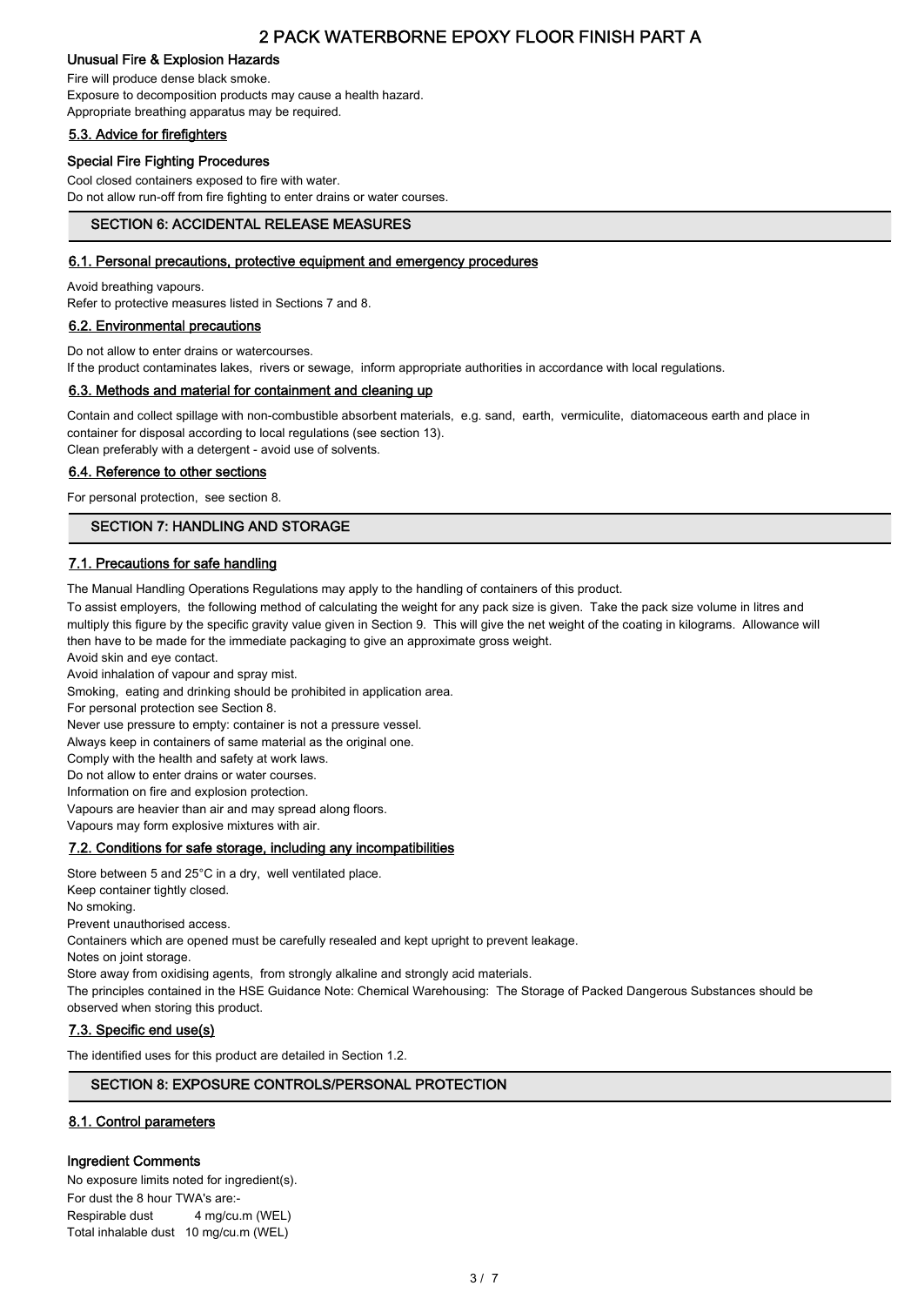### Unusual Fire & Explosion Hazards

Fire will produce dense black smoke.
Exposure to decomposition products may cause a health hazard.
Appropriate breathing apparatus may be required.

### 5.3. Advice for firefighters

### Special Fire Fighting Procedures

Cool closed containers exposed to fire with water.
Do not allow run-off from fire fighting to enter drains or water courses.

## SECTION 6: ACCIDENTAL RELEASE MEASURES

### 6.1. Personal precautions, protective equipment and emergency procedures

Avoid breathing vapours.
Refer to protective measures listed in Sections 7 and 8.

### 6.2. Environmental precautions

Do not allow to enter drains or watercourses.
If the product contaminates lakes, rivers or sewage, inform appropriate authorities in accordance with local regulations.

### 6.3. Methods and material for containment and cleaning up

Contain and collect spillage with non-combustible absorbent materials, e.g. sand, earth, vermiculite, diatomaceous earth and place in container for disposal according to local regulations (see section 13).
Clean preferably with a detergent - avoid use of solvents.

### 6.4. Reference to other sections

For personal protection, see section 8.

## SECTION 7: HANDLING AND STORAGE

### 7.1. Precautions for safe handling

The Manual Handling Operations Regulations may apply to the handling of containers of this product.
To assist employers, the following method of calculating the weight for any pack size is given. Take the pack size volume in litres and multiply this figure by the specific gravity value given in Section 9. This will give the net weight of the coating in kilograms. Allowance will then have to be made for the immediate packaging to give an approximate gross weight.
Avoid skin and eye contact.
Avoid inhalation of vapour and spray mist.
Smoking, eating and drinking should be prohibited in application area.
For personal protection see Section 8.
Never use pressure to empty: container is not a pressure vessel.
Always keep in containers of same material as the original one.
Comply with the health and safety at work laws.
Do not allow to enter drains or water courses.
Information on fire and explosion protection.
Vapours are heavier than air and may spread along floors.
Vapours may form explosive mixtures with air.

### 7.2. Conditions for safe storage, including any incompatibilities

Store between 5 and 25°C in a dry, well ventilated place.
Keep container tightly closed.
No smoking.
Prevent unauthorised access.
Containers which are opened must be carefully resealed and kept upright to prevent leakage.
Notes on joint storage.
Store away from oxidising agents, from strongly alkaline and strongly acid materials.
The principles contained in the HSE Guidance Note: Chemical Warehousing: The Storage of Packed Dangerous Substances should be observed when storing this product.

### 7.3. Specific end use(s)

The identified uses for this product are detailed in Section 1.2.

## SECTION 8: EXPOSURE CONTROLS/PERSONAL PROTECTION

### 8.1. Control parameters

### Ingredient Comments

No exposure limits noted for ingredient(s).
For dust the 8 hour TWA's are:-
Respirable dust 4 mg/cu.m (WEL)
Total inhalable dust 10 mg/cu.m (WEL)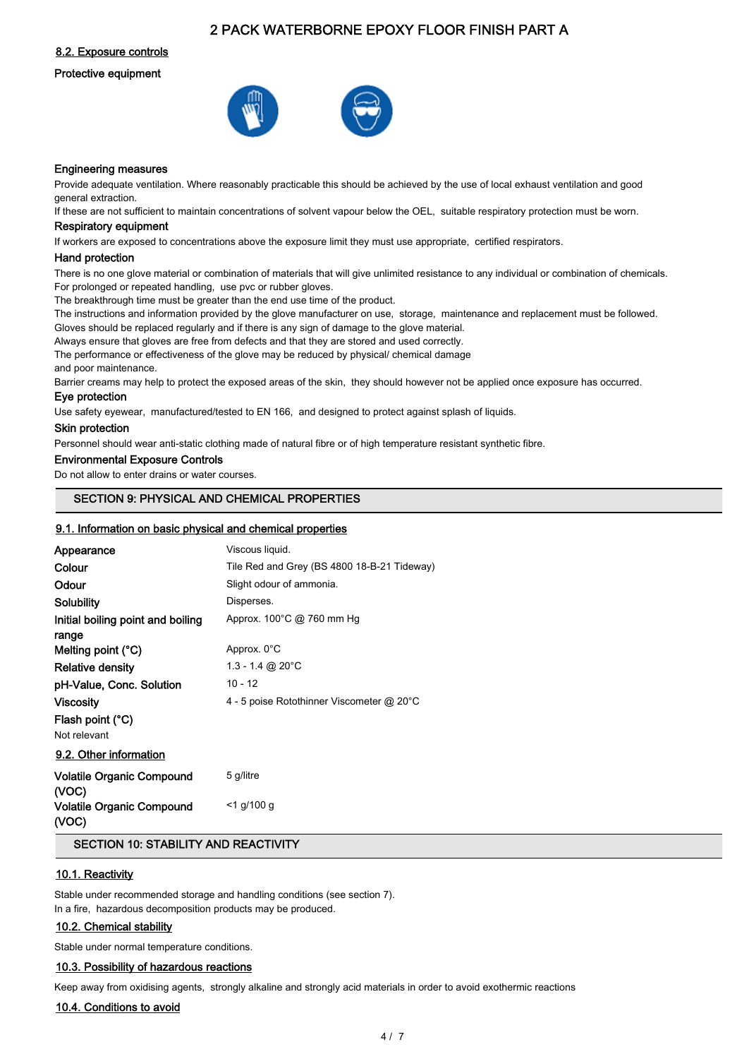### 8.2. Exposure controls

**Protective equipment**

**Engineering measures**

Provide adequate ventilation. Where reasonably practicable this should be achieved by the use of local exhaust ventilation and good general extraction.
If these are not sufficient to maintain concentrations of solvent vapour below the OEL, suitable respiratory protection must be worn.

**Respiratory equipment**

If workers are exposed to concentrations above the exposure limit they must use appropriate, certified respirators.

**Hand protection**

There is no one glove material or combination of materials that will give unlimited resistance to any individual or combination of chemicals.
For prolonged or repeated handling, use pvc or rubber gloves.
The breakthrough time must be greater than the end use time of the product.
The instructions and information provided by the glove manufacturer on use, storage, maintenance and replacement must be followed.
Gloves should be replaced regularly and if there is any sign of damage to the glove material.
Always ensure that gloves are free from defects and that they are stored and used correctly.
The performance or effectiveness of the glove may be reduced by physical/ chemical damage
and poor maintenance.
Barrier creams may help to protect the exposed areas of the skin, they should however not be applied once exposure has occurred.

**Eye protection**

Use safety eyewear, manufactured/tested to EN 166, and designed to protect against splash of liquids.

**Skin protection**

Personnel should wear anti-static clothing made of natural fibre or of high temperature resistant synthetic fibre.

**Environmental Exposure Controls**

Do not allow to enter drains or water courses.

## SECTION 9: PHYSICAL AND CHEMICAL PROPERTIES

### 9.1. Information on basic physical and chemical properties

| | |
|---|---|
| **Appearance** | Viscous liquid. |
| **Colour** | Tile Red and Grey (BS 4800 18-B-21 Tideway) |
| **Odour** | Slight odour of ammonia. |
| **Solubility** | Disperses. |
| **Initial boiling point and boiling range** | Approx. 100°C @ 760 mm Hg |
| **Melting point (°C)** | Approx. 0°C |
| **Relative density** | 1.3 - 1.4 @ 20°C |
| **pH-Value, Conc. Solution** | 10 - 12 |
| **Viscosity** | 4 - 5 poise Rotothinner Viscometer @ 20°C |

**Flash point (°C)**

Not relevant

### 9.2. Other information

| | |
|---|---|
| **Volatile Organic Compound (VOC)** | 5 g/litre |
| **Volatile Organic Compound (VOC)** | <1 g/100 g |

## SECTION 10: STABILITY AND REACTIVITY

### 10.1. Reactivity

Stable under recommended storage and handling conditions (see section 7).
In a fire, hazardous decomposition products may be produced.

### 10.2. Chemical stability

Stable under normal temperature conditions.

### 10.3. Possibility of hazardous reactions

Keep away from oxidising agents, strongly alkaline and strongly acid materials in order to avoid exothermic reactions

### 10.4. Conditions to avoid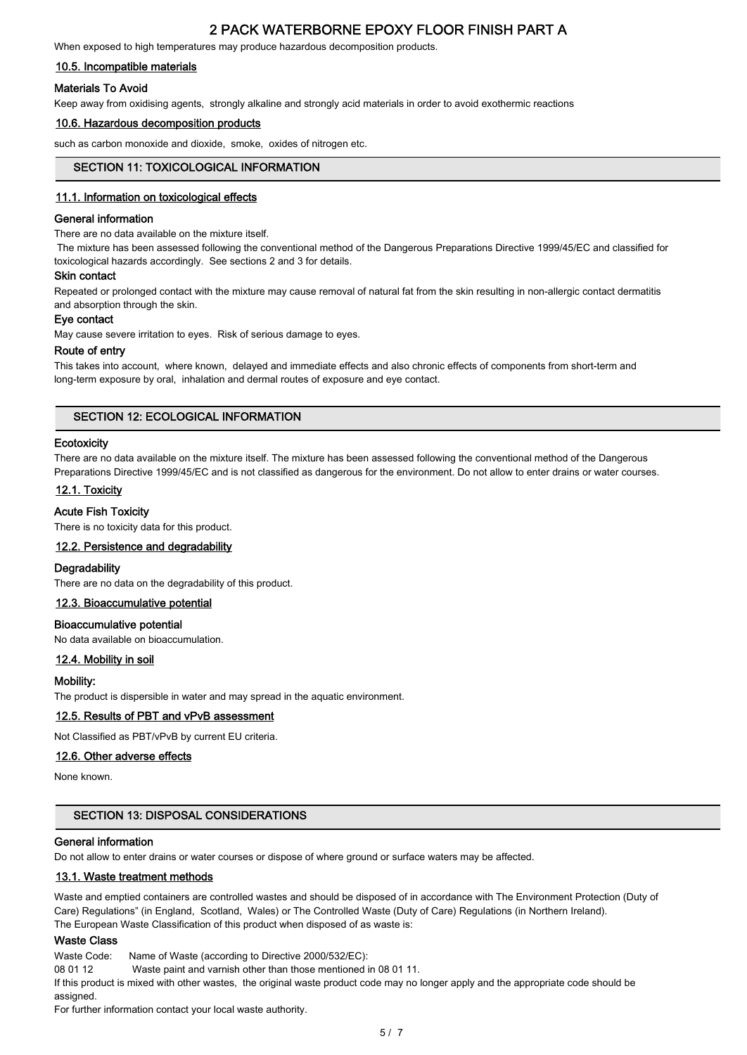When exposed to high temperatures may produce hazardous decomposition products.

### 10.5. Incompatible materials

#### Materials To Avoid

Keep away from oxidising agents, strongly alkaline and strongly acid materials in order to avoid exothermic reactions

### 10.6. Hazardous decomposition products

such as carbon monoxide and dioxide, smoke, oxides of nitrogen etc.

## SECTION 11: TOXICOLOGICAL INFORMATION

### 11.1. Information on toxicological effects

#### General information

There are no data available on the mixture itself.

The mixture has been assessed following the conventional method of the Dangerous Preparations Directive 1999/45/EC and classified for toxicological hazards accordingly. See sections 2 and 3 for details.

#### Skin contact

Repeated or prolonged contact with the mixture may cause removal of natural fat from the skin resulting in non-allergic contact dermatitis and absorption through the skin.

#### Eye contact

May cause severe irritation to eyes. Risk of serious damage to eyes.

#### Route of entry

This takes into account, where known, delayed and immediate effects and also chronic effects of components from short-term and long-term exposure by oral, inhalation and dermal routes of exposure and eye contact.

## SECTION 12: ECOLOGICAL INFORMATION

#### Ecotoxicity

There are no data available on the mixture itself. The mixture has been assessed following the conventional method of the Dangerous Preparations Directive 1999/45/EC and is not classified as dangerous for the environment. Do not allow to enter drains or water courses.

### 12.1. Toxicity

#### Acute Fish Toxicity

There is no toxicity data for this product.

### 12.2. Persistence and degradability

#### Degradability

There are no data on the degradability of this product.

### 12.3. Bioaccumulative potential

#### Bioaccumulative potential

No data available on bioaccumulation.

### 12.4. Mobility in soil

#### Mobility:

The product is dispersible in water and may spread in the aquatic environment.

### 12.5. Results of PBT and vPvB assessment

Not Classified as PBT/vPvB by current EU criteria.

### 12.6. Other adverse effects

None known.

## SECTION 13: DISPOSAL CONSIDERATIONS

#### General information

Do not allow to enter drains or water courses or dispose of where ground or surface waters may be affected.

### 13.1. Waste treatment methods

Waste and emptied containers are controlled wastes and should be disposed of in accordance with The Environment Protection (Duty of Care) Regulations" (in England, Scotland, Wales) or The Controlled Waste (Duty of Care) Regulations (in Northern Ireland).
The European Waste Classification of this product when disposed of as waste is:

#### Waste Class

Waste Code: Name of Waste (according to Directive 2000/532/EC):
08 01 12 Waste paint and varnish other than those mentioned in 08 01 11.
If this product is mixed with other wastes, the original waste product code may no longer apply and the appropriate code should be assigned.
For further information contact your local waste authority.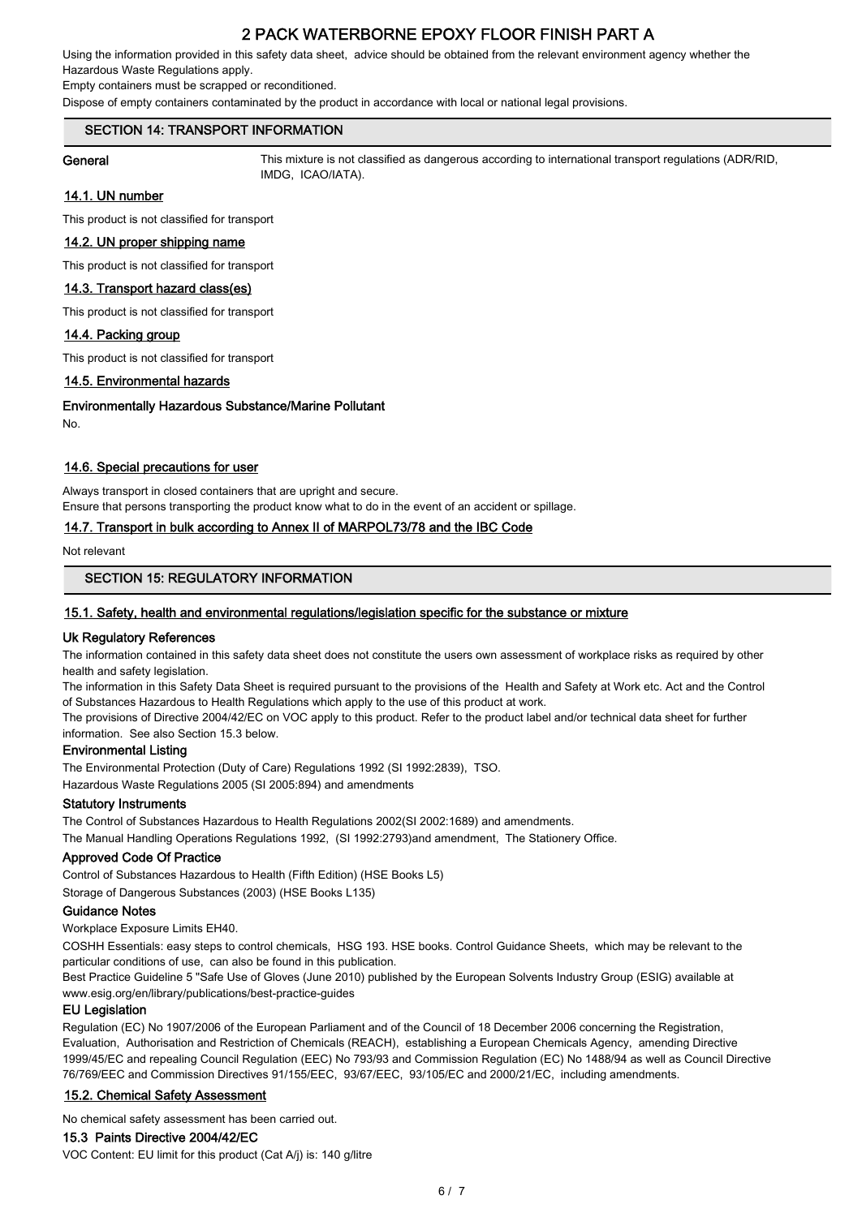Using the information provided in this safety data sheet, advice should be obtained from the relevant environment agency whether the Hazardous Waste Regulations apply.

Empty containers must be scrapped or reconditioned.

Dispose of empty containers contaminated by the product in accordance with local or national legal provisions.

## SECTION 14: TRANSPORT INFORMATION

**General** This mixture is not classified as dangerous according to international transport regulations (ADR/RID, IMDG, ICAO/IATA).

### 14.1. UN number

This product is not classified for transport

### 14.2. UN proper shipping name

This product is not classified for transport

### 14.3. Transport hazard class(es)

This product is not classified for transport

### 14.4. Packing group

This product is not classified for transport

### 14.5. Environmental hazards

**Environmentally Hazardous Substance/Marine Pollutant**

No.

### 14.6. Special precautions for user

Always transport in closed containers that are upright and secure.

Ensure that persons transporting the product know what to do in the event of an accident or spillage.

### 14.7. Transport in bulk according to Annex II of MARPOL73/78 and the IBC Code

Not relevant

## SECTION 15: REGULATORY INFORMATION

### 15.1. Safety, health and environmental regulations/legislation specific for the substance or mixture

**Uk Regulatory References**

The information contained in this safety data sheet does not constitute the users own assessment of workplace risks as required by other health and safety legislation.

The information in this Safety Data Sheet is required pursuant to the provisions of the Health and Safety at Work etc. Act and the Control of Substances Hazardous to Health Regulations which apply to the use of this product at work.

The provisions of Directive 2004/42/EC on VOC apply to this product. Refer to the product label and/or technical data sheet for further information. See also Section 15.3 below.

**Environmental Listing**

The Environmental Protection (Duty of Care) Regulations 1992 (SI 1992:2839), TSO.

Hazardous Waste Regulations 2005 (SI 2005:894) and amendments

**Statutory Instruments**

The Control of Substances Hazardous to Health Regulations 2002(SI 2002:1689) and amendments.

The Manual Handling Operations Regulations 1992, (SI 1992:2793)and amendment, The Stationery Office.

**Approved Code Of Practice**

Control of Substances Hazardous to Health (Fifth Edition) (HSE Books L5)

Storage of Dangerous Substances (2003) (HSE Books L135)

**Guidance Notes**

Workplace Exposure Limits EH40.

COSHH Essentials: easy steps to control chemicals, HSG 193. HSE books. Control Guidance Sheets, which may be relevant to the particular conditions of use, can also be found in this publication.

Best Practice Guideline 5 "Safe Use of Gloves (June 2010) published by the European Solvents Industry Group (ESIG) available at www.esig.org/en/library/publications/best-practice-guides

**EU Legislation**

Regulation (EC) No 1907/2006 of the European Parliament and of the Council of 18 December 2006 concerning the Registration, Evaluation, Authorisation and Restriction of Chemicals (REACH), establishing a European Chemicals Agency, amending Directive 1999/45/EC and repealing Council Regulation (EEC) No 793/93 and Commission Regulation (EC) No 1488/94 as well as Council Directive 76/769/EEC and Commission Directives 91/155/EEC, 93/67/EEC, 93/105/EC and 2000/21/EC, including amendments.

### 15.2. Chemical Safety Assessment

No chemical safety assessment has been carried out.

**15.3 Paints Directive 2004/42/EC**

VOC Content: EU limit for this product (Cat A/j) is: 140 g/litre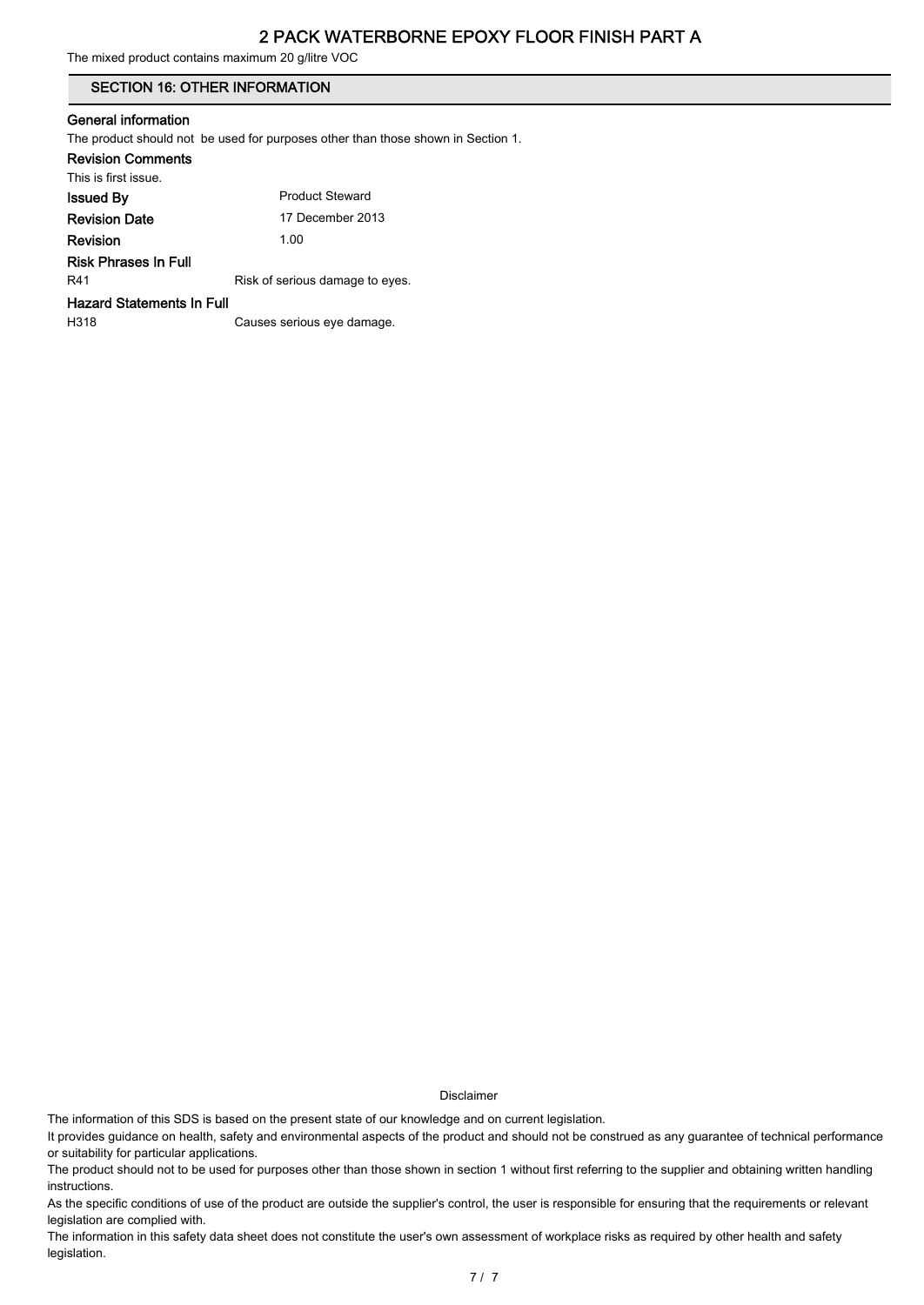## SECTION 16: OTHER INFORMATION

### General information

The product should not be used for purposes other than those shown in Section 1.

### Revision Comments

This is first issue.

| | |
|---|---|
| **Issued By** | Product Steward |
| **Revision Date** | 17 December 2013 |
| **Revision** | 1.00 |

### Risk Phrases In Full

| | |
|---|---|
| R41 | Risk of serious damage to eyes. |

### Hazard Statements In Full

| | |
|---|---|
| H318 | Causes serious eye damage. |

Disclaimer

The information of this SDS is based on the present state of our knowledge and on current legislation.

It provides guidance on health, safety and environmental aspects of the product and should not be construed as any guarantee of technical performance or suitability for particular applications.

The product should not to be used for purposes other than those shown in section 1 without first referring to the supplier and obtaining written handling instructions.

As the specific conditions of use of the product are outside the supplier's control, the user is responsible for ensuring that the requirements or relevant legislation are complied with.

The information in this safety data sheet does not constitute the user's own assessment of workplace risks as required by other health and safety legislation.